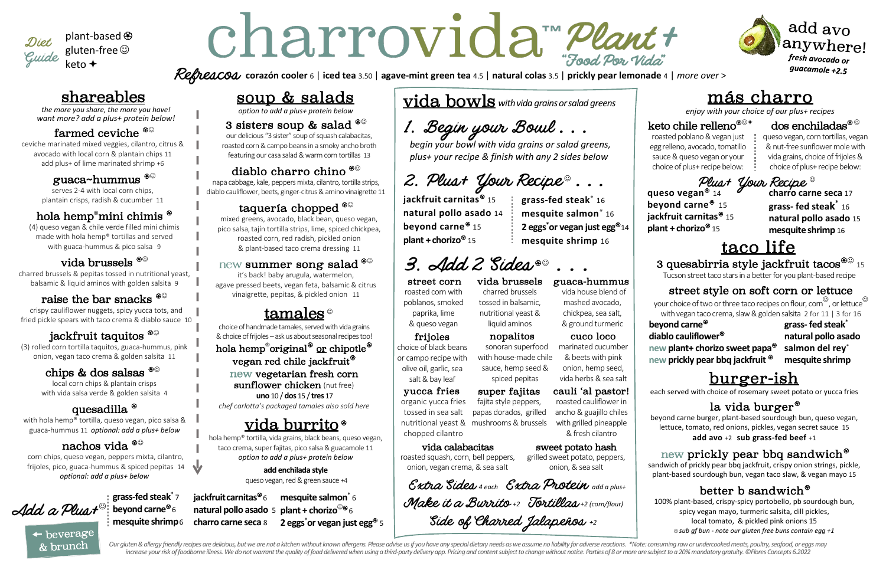# charrovida™ Plant+ "Food Por Vida"

**Diet Guide:** plant-based ⊛ | gluten-free ☺ | keto ✦

**add avo anywhere!** *fresh avocado or guacamole +2.5*

**Refrescos** corazón cooler 6 | iced tea 3.50 | agave-mint green tea 4.5 | natural colas 3.5 | prickly pear lemonade 4 | *more over >*

## shareables

*the more you share, the more you have! want more? add a plus+ protein below!*

### farmed ceviche ⊛☺
ceviche marinated mixed veggies, cilantro, citrus & avocado with local corn & plantain chips 11
add plus+ of lime marinated shrimp +6

### guaca~hummus ⊛☺
serves 2-4 with local corn chips, plantain crisps, radish & cucumber 11

### hola hemp® mini chimis ⊛
(4) queso vegan & chile verde filled mini chimis made with hola hemp® tortillas and served with guaca-hummus & pico salsa 9

### vida brussels ⊛☺
charred brussels & pepitas tossed in nutritional yeast, balsamic & liquid aminos with golden salsita 9

### raise the bar snacks ⊛☺
crispy cauliflower nuggets, spicy yucca tots, and fried pickle spears with taco crema & diablo sauce 10

### jackfruit taquitos ⊛☺
(3) rolled corn tortilla taquitos, guaca-hummus, pink onion, vegan taco crema & golden salsita 11

### chips & dos salsas ⊛☺
local corn chips & plantain crisps with vida salsa verde & golden salsita 4

### quesadilla ⊛
with hola hemp® tortilla, queso vegan, pico salsa & guaca-hummus 11 *optional: add a plus+ below*

### nachos vida ⊛☺
corn chips, queso vegan, peppers mixta, cilantro, frijoles, pico, guaca-hummus & spiced pepitas 14
*optional: add a plus+ below*

## soup & salads

*option to add a plus+ protein below*

### 3 sisters soup & salad ⊛☺
our delicious "3 sister" soup of squash calabacitas, roasted corn & campo beans in a smoky ancho broth featuring our casa salad & warm corn tortillas 13

### diablo charro chino ⊛☺
napa cabbage, kale, peppers mixta, cilantro, tortilla strips, diablo cauliflower, beets, ginger-citrus & amino vinaigrette 11

### taquería chopped ⊛☺
mixed greens, avocado, black bean, queso vegan, pico salsa, tajín tortilla strips, lime, spiced chickpea, roasted corn, red radish, pickled onion & plant-based taco crema dressing 11

### new summer song salad ⊛☺
it's back! baby arugula, watermelon, agave pressed beets, vegan feta, balsamic & citrus vinaigrette, pepitas, & pickled onion 11

## tamales ☺

choice of handmade tamales, served with vida grains & choice of frijoles – ask us about seasonal recipes too!

**hola hemp® original⊛ or chipotle⊛**
**vegan red chile jackfruit⊛**
**new vegetarian fresh corn**
**sunflower chicken** (nut free)
**uno** 10 / **dos** 15 / **tres** 17

*chef carlotta's packaged tamales also sold here*

## vida burrito ⊛

hola hemp® tortilla, vida grains, black beans, queso vegan, taco crema, super fajitas, pico salsa & guacamole 11
*option to add a plus+ protein below*

**add enchilada style**
queso vegan, red & green sauce +4

## Add a Plus+ ☺

| | | |
|---|---|---|
| grass-fed steak* 7 | jackfruit carnitas⊛ 6 | mesquite salmon* 6 |
| beyond carne⊛ 6 | natural pollo asado 5 | plant + chorizo☺⊛ 6 |
| mesquite shrimp 6 | charro carne seca 8 | 2 eggs* or vegan just egg⊛ 5 |

← beverage & brunch

## vida bowls *with vida grains or salad greens*

### 1. Begin your Bowl . . .
*begin your bowl with vida grains or salad greens, plus+ your recipe & finish with any 2 sides below*

### 2. Plus+ Your Recipe ☺ . . .

| | |
|---|---|
| jackfruit carnitas⊛ 15 | grass-fed steak* 16 |
| natural pollo asado 14 | mesquite salmon* 16 |
| beyond carne⊛ 15 | 2 eggs* or vegan just egg⊛ 14 |
| plant + chorizo⊛ 15 | mesquite shrimp 16 |

### 3. Add 2 Sides ⊛☺ . . .

**street corn** – roasted corn with poblanos, smoked paprika, lime & queso vegan

**vida brussels** – charred brussels tossed in balsamic, nutritional yeast & liquid aminos

**guaca-hummus** – vida house blend of mashed avocado, chickpea, sea salt, & ground turmeric

**frijoles** – choice of black beans or campo recipe with olive oil, garlic, sea salt & bay leaf

**nopalitos** – sonoran superfood with house-made chile sauce, hemp seed & spiced pepitas

**cuco loco** – marinated cucumber & beets with pink onion, hemp seed, vida herbs & sea salt

**yucca fries** – organic yucca fries tossed in sea salt nutritional yeast & chopped cilantro

**super fajitas** – fajita style peppers, papas dorados, grilled mushrooms & brussels

**cauli 'al pastor!** – roasted cauliflower in ancho & guajillo chiles with grilled pineapple & fresh cilantro

**vida calabacitas** – roasted squash, corn, bell peppers, onion, vegan crema, & sea salt

**sweet potato hash** – grilled sweet potato, peppers, onion, & sea salt

**Extra Sides** 4 each | **Extra Protein** add a plus+
**Make it a Burrito** +2 | **Tortillas** +2 (corn/flour)
**Side of Charred Jalapeños** +2

## más charro

*enjoy with your choice of our plus+ recipes*

### keto chile relleno ⊛☺✦
roasted poblano & vegan just egg relleno, avocado, tomatillo sauce & queso vegan or your choice of plus+ recipe below:

### dos enchiladas ⊛☺
queso vegan, corn tortillas, vegan & nut-free sunflower mole with vida grains, choice of frijoles & choice of plus+ recipe below:

### Plus+ Your Recipe ☺

| | |
|---|---|
| queso vegan⊛ 14 | charro carne seca 17 |
| beyond carne⊛ 15 | grass- fed steak* 16 |
| jackfruit carnitas⊛ 15 | natural pollo asado 15 |
| plant + chorizo⊛ 15 | mesquite shrimp 16 |

## taco life

### 3 quesabirria style jackfruit tacos ⊛☺ 15
Tucson street taco stars in a better for you plant-based recipe

### street style on soft corn or lettuce
your choice of two or three taco recipes on flour, corn☺, or lettuce☺ with vegan taco crema, slaw & golden salsita 2 for 11 | 3 for 16

| | |
|---|---|
| beyond carne⊛ | grass- fed steak* |
| diablo cauliflower⊛ | natural pollo asado |
| new plant+ chorizo sweet papa⊛ | salmon del rey* |
| new prickly pear bbq jackfruit ⊛ | mesquite shrimp |

## burger-ish

each served with choice of rosemary sweet potato or yucca fries

### la vida burger ⊛
beyond carne burger, plant-based sourdough bun, queso vegan, lettuce, tomato, red onions, pickles, vegan secret sauce 15
**add avo** +2 **sub grass-fed beef** +1

### new prickly pear bbq sandwich ⊛
sandwich of prickly pear bbq jackfruit, crispy onion strings, pickle, plant-based sourdough bun, vegan taco slaw, & vegan mayo 15

### better b sandwich ⊛
100% plant-based, crispy-spicy portobello, pb sourdough bun, spicy vegan mayo, turmeric salsita, dill pickles, local tomato, & pickled pink onions 15
*☺ sub gf bun - note our gluten free buns contain egg +1*

*Our gluten & allergy friendly recipes are delicious, but we are not a kitchen without known allergens. Please advise us if you have any special dietary needs as we assume no liability for adverse reactions. *Note: consuming raw or undercooked meats, poultry, seafood, or eggs may increase your risk of foodborne illness. We do not warrant the quality of food delivered when using a third-party delivery app. Pricing and content subject to change without notice. Parties of 8 or more are subject to a 20% mandatory gratuity. ©Flores Concepts 6.2022*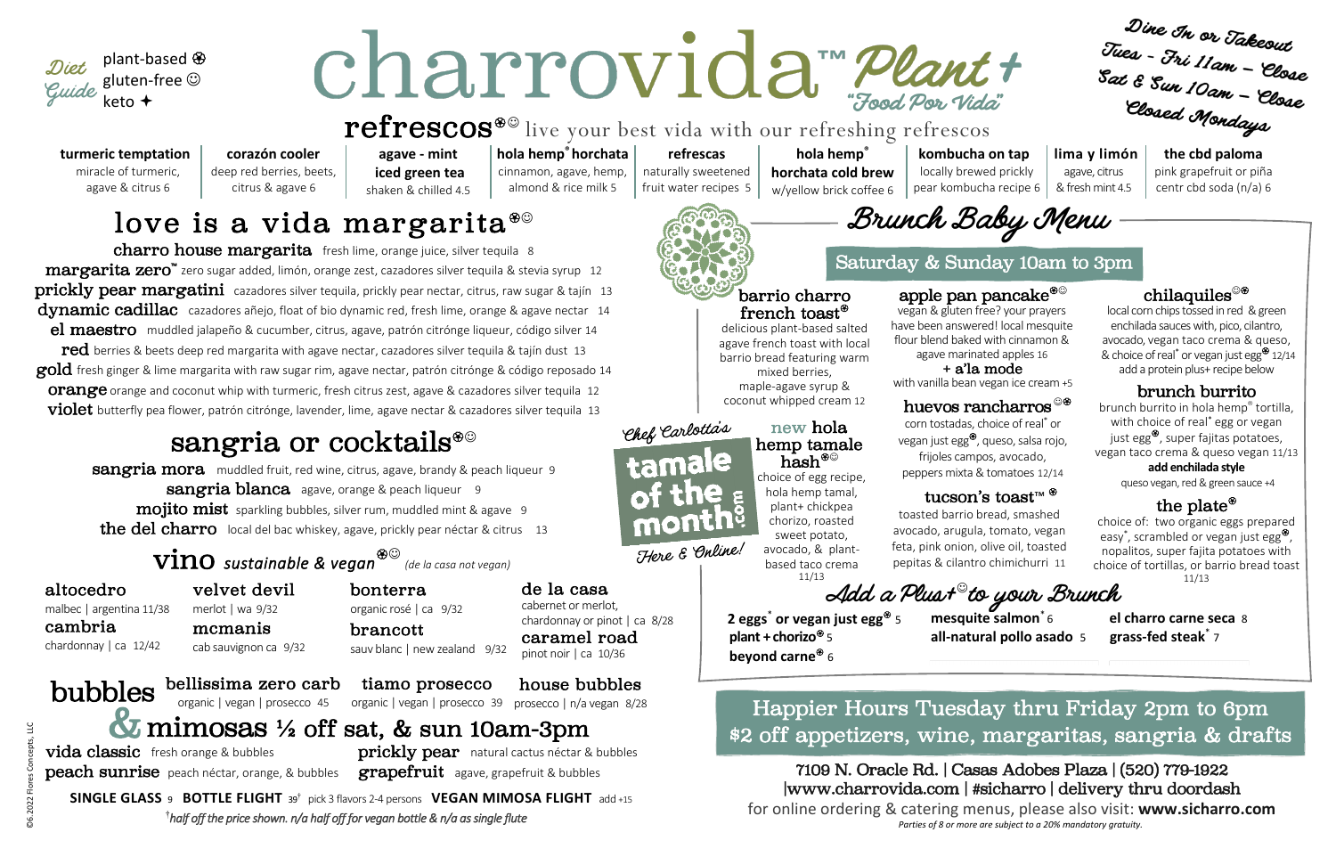Diet Guide: plant-based ⊛ gluten-free ☺ keto ✦

# charrovida™ Plant+

"Food Por Vida"

Dine In or Takeout
Tues - Fri 11am – Close
Sat & Sun 10am – Close
Closed Mondays

## refrescos⊛☺ live your best vida with our refreshing refrescos

**turmeric temptation** miracle of turmeric, agave & citrus 6

**corazón cooler** deep red berries, beets, citrus & agave 6

**agave - mint iced green tea** shaken & chilled 4.5

**hola hemp® horchata** cinnamon, agave, hemp, almond & rice milk 5

**refrescas** naturally sweetened fruit water recipes 5

**hola hemp® horchata cold brew** w/yellow brick coffee 6

**kombucha on tap** locally brewed prickly pear kombucha recipe 6

**lima y limón** agave, citrus & fresh mint 4.5

**the cbd paloma** pink grapefruit or piña centr cbd soda (n/a) 6

## love is a vida margarita⊛☺

**charro house margarita** fresh lime, orange juice, silver tequila 8

**margarita zero™** zero sugar added, limón, orange zest, cazadores silver tequila & stevia syrup 12

**prickly pear margatini** cazadores silver tequila, prickly pear nectar, citrus, raw sugar & tajín 13

**dynamic cadillac** cazadores añejo, float of bio dynamic red, fresh lime, orange & agave nectar 14

**el maestro** muddled jalapeño & cucumber, citrus, agave, patrón citrónge liqueur, código silver 14

**red** berries & beets deep red margarita with agave nectar, cazadores silver tequila & tajín dust 13

**gold** fresh ginger & lime margarita with raw sugar rim, agave nectar, patrón citrónge & código reposado 14

**orange** orange and coconut whip with turmeric, fresh citrus zest, agave & cazadores silver tequila 12

**violet** butterfly pea flower, patrón citrónge, lavender, lime, agave nectar & cazadores silver tequila 13

## sangria or cocktails⊛☺

**sangria mora** muddled fruit, red wine, citrus, agave, brandy & peach liqueur 9

**sangria blanca** agave, orange & peach liqueur 9

**mojito mist** sparkling bubbles, silver rum, muddled mint & agave 9

**the del charro** local del bac whiskey, agave, prickly pear néctar & citrus 13

## vino *sustainable & vegan*⊛☺ *(de la casa not vegan)*

**altocedro** malbec | argentina 11/38

**cambria** chardonnay | ca 12/42

**velvet devil** merlot | wa 9/32

**mcmanis** cab sauvignon ca 9/32

**bonterra** organic rosé | ca 9/32

**brancott** sauv blanc | new zealand 9/32

**de la casa** cabernet or merlot, chardonnay or pinot | ca 8/28

**caramel road** pinot noir | ca 10/36

## bubbles

**bellissima zero carb** organic | vegan | prosecco 45

**tiamo prosecco** organic | vegan | prosecco 39

**house bubbles** prosecco | n/a vegan 8/28

## & mimosas ½ off sat, & sun 10am-3pm

**vida classic** fresh orange & bubbles

**prickly pear** natural cactus néctar & bubbles

**peach sunrise** peach néctar, orange, & bubbles

**grapefruit** agave, grapefruit & bubbles

**SINGLE GLASS** 9 **BOTTLE FLIGHT** 39† pick 3 flavors 2-4 persons **VEGAN MIMOSA FLIGHT** add +15

*†half off the price shown. n/a half off for vegan bottle & n/a as single flute*

©6.2022 Flores Concepts, LLC

## Brunch Baby Menu

### Saturday & Sunday 10am to 3pm

**barrio charro french toast⊛**
delicious plant-based salted agave french toast with local barrio bread featuring warm mixed berries, maple-agave syrup & coconut whipped cream 12

Chef Carlotta's tamale of the month .com — Here & Online!

**new hola hemp tamale hash⊛☺**
choice of egg recipe, hola hemp tamal, plant+ chickpea chorizo, roasted sweet potato, avocado, & plant-based taco crema 11/13

**apple pan pancake⊛☺**
vegan & gluten free? your prayers have been answered! local mesquite flour blend baked with cinnamon & agave marinated apples 16
**+ a'la mode**
with vanilla bean vegan ice cream +5

**huevos rancharros☺⊛**
corn tostadas, choice of real* or vegan just egg⊛, queso, salsa rojo, frijoles campos, avocado, peppers mixta & tomatoes 12/14

**tucson's toast™ ⊛**
toasted barrio bread, smashed avocado, arugula, tomato, vegan feta, pink onion, olive oil, toasted pepitas & cilantro chimichurri 11

**chilaquiles☺⊛**
local corn chips tossed in red & green enchilada sauces with, pico, cilantro, avocado, vegan taco crema & queso, & choice of real* or vegan just egg⊛ 12/14
add a protein plus+ recipe below

**brunch burrito**
brunch burrito in hola hemp® tortilla, with choice of real* egg or vegan just egg⊛, super fajitas potatoes, vegan taco crema & queso vegan 11/13
**add enchilada style**
queso vegan, red & green sauce +4

**the plate⊛**
choice of: two organic eggs prepared easy*, scrambled or vegan just egg⊛, nopalitos, super fajita potatoes with choice of tortillas, or barrio bread toast 11/13

### Add a Plus+☺ to your Brunch

**2 eggs* or vegan just egg⊛** 5

**plant + chorizo⊛** 5

**beyond carne⊛** 6

**mesquite salmon*** 6

**all-natural pollo asado** 5

**el charro carne seca** 8

**grass-fed steak*** 7

## Happier Hours Tuesday thru Friday 2pm to 6pm

$2 off appetizers, wine, margaritas, sangria & drafts

7109 N. Oracle Rd. | Casas Adobes Plaza | (520) 779-1922
|www.charrovida.com | #sicharro | delivery thru doordash
for online ordering & catering menus, please also visit: **www.sicharro.com**

*Parties of 8 or more are subject to a 20% mandatory gratuity.*